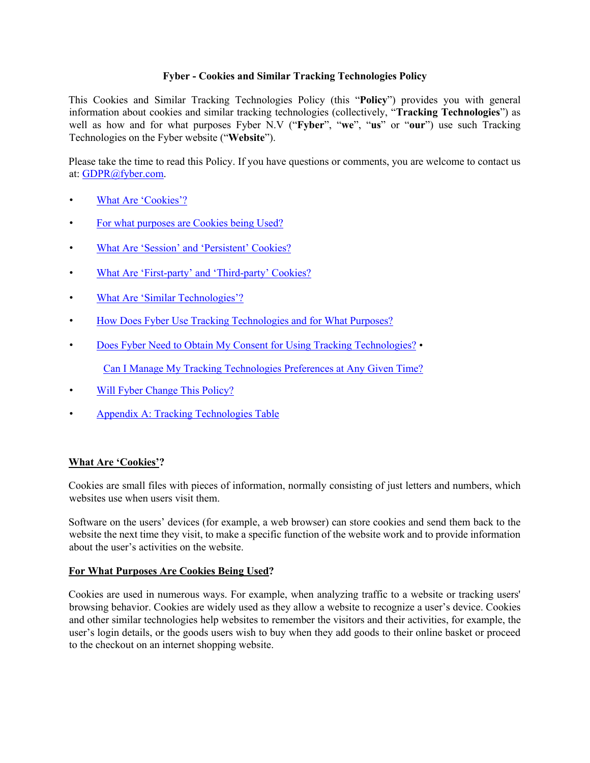**Fyber - Cookies and Similar Tracking Technologies Policy**

This Cookies and Similar Tracking Technologies Policy (this "**Policy**") provides you with general information about cookies and similar tracking technologies (collectively, "**Tracking Technologies**") as well as how and for what purposes Fyber N.V ("**Fyber**", "**we**", "**us**" or "**our**") use such Tracking Technologies on the Fyber website ("**Website**").

Please take the time to read this Policy. If you have questions or comments, you are welcome to contact us at: GDPR@fyber.com.

- What Are 'Cookies'?
- For what purposes are Cookies being Used?
- What Are 'Session' and 'Persistent' Cookies?
- What Are 'First-party' and 'Third-party' Cookies?
- What Are 'Similar Technologies'?
- How Does Fyber Use Tracking Technologies and for What Purposes?
- Does Fyber Need to Obtain My Consent for Using Tracking Technologies?
- Can I Manage My Tracking Technologies Preferences at Any Given Time?
- Will Fyber Change This Policy?
- Appendix A: Tracking Technologies Table

## What Are 'Cookies'?

Cookies are small files with pieces of information, normally consisting of just letters and numbers, which websites use when users visit them.

Software on the users' devices (for example, a web browser) can store cookies and send them back to the website the next time they visit, to make a specific function of the website work and to provide information about the user's activities on the website.

## For What Purposes Are Cookies Being Used?

Cookies are used in numerous ways. For example, when analyzing traffic to a website or tracking users' browsing behavior. Cookies are widely used as they allow a website to recognize a user's device. Cookies and other similar technologies help websites to remember the visitors and their activities, for example, the user's login details, or the goods users wish to buy when they add goods to their online basket or proceed to the checkout on an internet shopping website.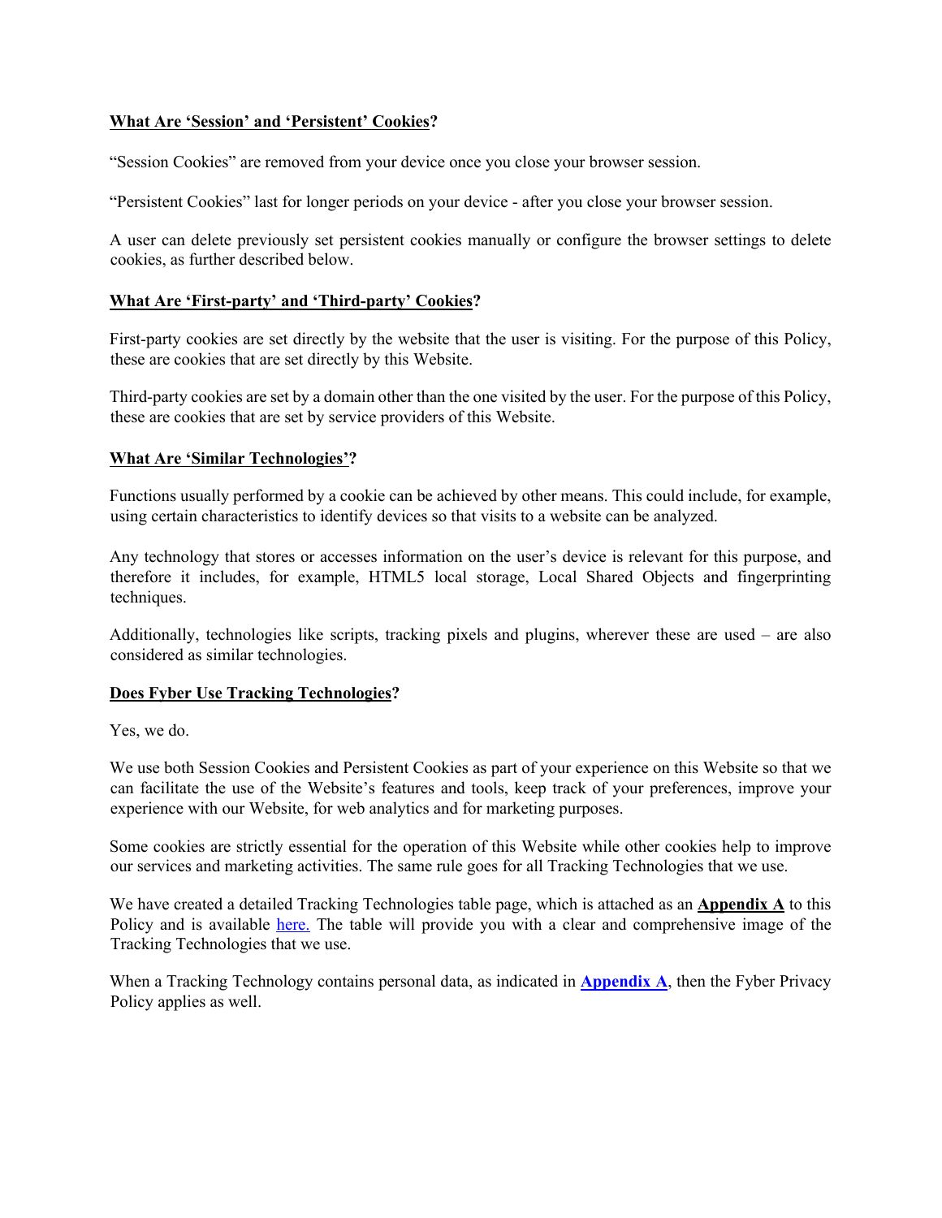**<u>What Are 'Session' and 'Persistent' Cookies</u>?**

"Session Cookies" are removed from your device once you close your browser session.

"Persistent Cookies" last for longer periods on your device - after you close your browser session.

A user can delete previously set persistent cookies manually or configure the browser settings to delete cookies, as further described below.

**<u>What Are 'First-party' and 'Third-party' Cookies</u>?**

First-party cookies are set directly by the website that the user is visiting. For the purpose of this Policy, these are cookies that are set directly by this Website.

Third-party cookies are set by a domain other than the one visited by the user. For the purpose of this Policy, these are cookies that are set by service providers of this Website.

**<u>What Are 'Similar Technologies'</u>?**

Functions usually performed by a cookie can be achieved by other means. This could include, for example, using certain characteristics to identify devices so that visits to a website can be analyzed.

Any technology that stores or accesses information on the user's device is relevant for this purpose, and therefore it includes, for example, HTML5 local storage, Local Shared Objects and fingerprinting techniques.

Additionally, technologies like scripts, tracking pixels and plugins, wherever these are used – are also considered as similar technologies.

**<u>Does Fyber Use Tracking Technologies</u>?**

Yes, we do.

We use both Session Cookies and Persistent Cookies as part of your experience on this Website so that we can facilitate the use of the Website's features and tools, keep track of your preferences, improve your experience with our Website, for web analytics and for marketing purposes.

Some cookies are strictly essential for the operation of this Website while other cookies help to improve our services and marketing activities. The same rule goes for all Tracking Technologies that we use.

We have created a detailed Tracking Technologies table page, which is attached as an **<u>Appendix A</u>** to this Policy and is available here. The table will provide you with a clear and comprehensive image of the Tracking Technologies that we use.

When a Tracking Technology contains personal data, as indicated in **<u>Appendix A</u>**, then the Fyber Privacy Policy applies as well.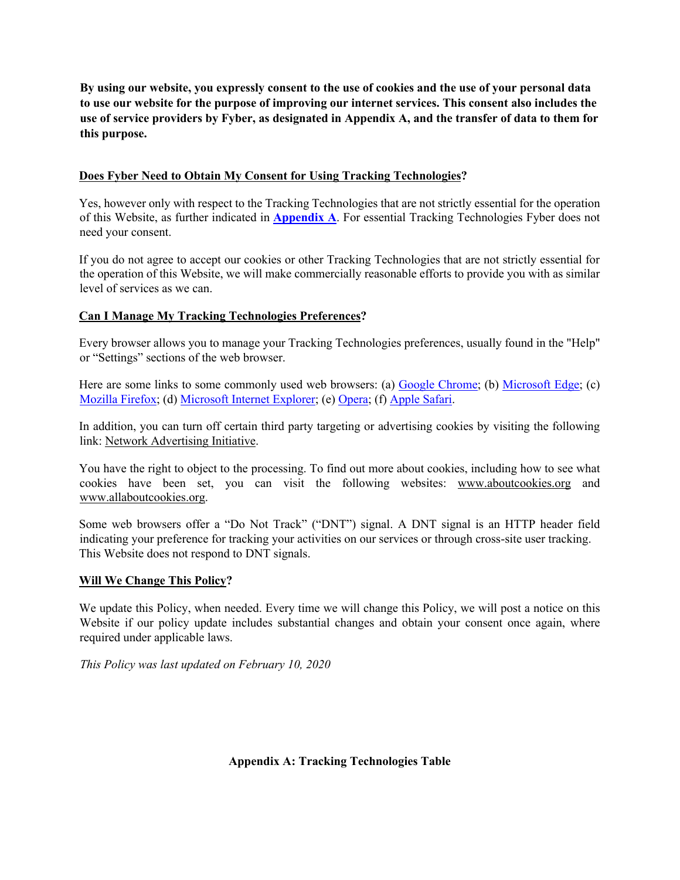**By using our website, you expressly consent to the use of cookies and the use of your personal data to use our website for the purpose of improving our internet services. This consent also includes the use of service providers by Fyber, as designated in Appendix A, and the transfer of data to them for this purpose.**

## Does Fyber Need to Obtain My Consent for Using Tracking Technologies?

Yes, however only with respect to the Tracking Technologies that are not strictly essential for the operation of this Website, as further indicated in **Appendix A**. For essential Tracking Technologies Fyber does not need your consent.

If you do not agree to accept our cookies or other Tracking Technologies that are not strictly essential for the operation of this Website, we will make commercially reasonable efforts to provide you with as similar level of services as we can.

## Can I Manage My Tracking Technologies Preferences?

Every browser allows you to manage your Tracking Technologies preferences, usually found in the "Help" or "Settings" sections of the web browser.

Here are some links to some commonly used web browsers: (a) Google Chrome; (b) Microsoft Edge; (c) Mozilla Firefox; (d) Microsoft Internet Explorer; (e) Opera; (f) Apple Safari.

In addition, you can turn off certain third party targeting or advertising cookies by visiting the following link: Network Advertising Initiative.

You have the right to object to the processing. To find out more about cookies, including how to see what cookies have been set, you can visit the following websites: www.aboutcookies.org and www.allaboutcookies.org.

Some web browsers offer a "Do Not Track" ("DNT") signal. A DNT signal is an HTTP header field indicating your preference for tracking your activities on our services or through cross-site user tracking. This Website does not respond to DNT signals.

## Will We Change This Policy?

We update this Policy, when needed. Every time we will change this Policy, we will post a notice on this Website if our policy update includes substantial changes and obtain your consent once again, where required under applicable laws.

*This Policy was last updated on February 10, 2020*

## Appendix A: Tracking Technologies Table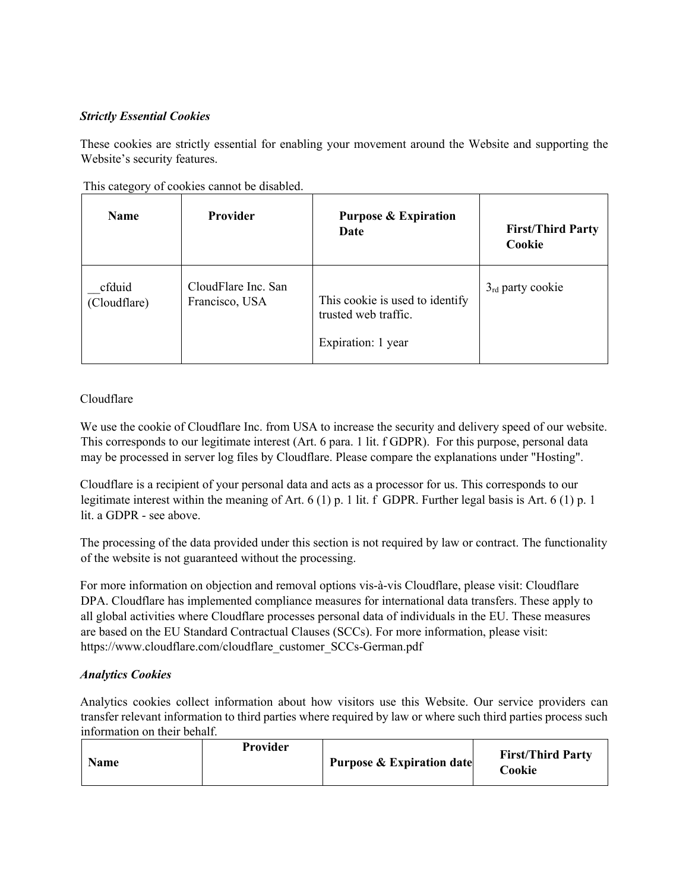***Strictly Essential Cookies***

These cookies are strictly essential for enabling your movement around the Website and supporting the Website's security features.

This category of cookies cannot be disabled.

| Name | Provider | Purpose & Expiration Date | First/Third Party Cookie |
|---|---|---|---|
| __cfduid (Cloudflare) | CloudFlare Inc. San Francisco, USA | This cookie is used to identify trusted web traffic.<br><br>Expiration: 1 year | 3rd party cookie |

Cloudflare

We use the cookie of Cloudflare Inc. from USA to increase the security and delivery speed of our website. This corresponds to our legitimate interest (Art. 6 para. 1 lit. f GDPR). For this purpose, personal data may be processed in server log files by Cloudflare. Please compare the explanations under "Hosting".

Cloudflare is a recipient of your personal data and acts as a processor for us. This corresponds to our legitimate interest within the meaning of Art. 6 (1) p. 1 lit. f GDPR. Further legal basis is Art. 6 (1) p. 1 lit. a GDPR - see above.

The processing of the data provided under this section is not required by law or contract. The functionality of the website is not guaranteed without the processing.

For more information on objection and removal options vis-à-vis Cloudflare, please visit: Cloudflare DPA. Cloudflare has implemented compliance measures for international data transfers. These apply to all global activities where Cloudflare processes personal data of individuals in the EU. These measures are based on the EU Standard Contractual Clauses (SCCs). For more information, please visit: https://www.cloudflare.com/cloudflare_customer_SCCs-German.pdf

***Analytics Cookies***

Analytics cookies collect information about how visitors use this Website. Our service providers can transfer relevant information to third parties where required by law or where such third parties process such information on their behalf.

| Name | Provider | Purpose & Expiration date | First/Third Party Cookie |
|---|---|---|---|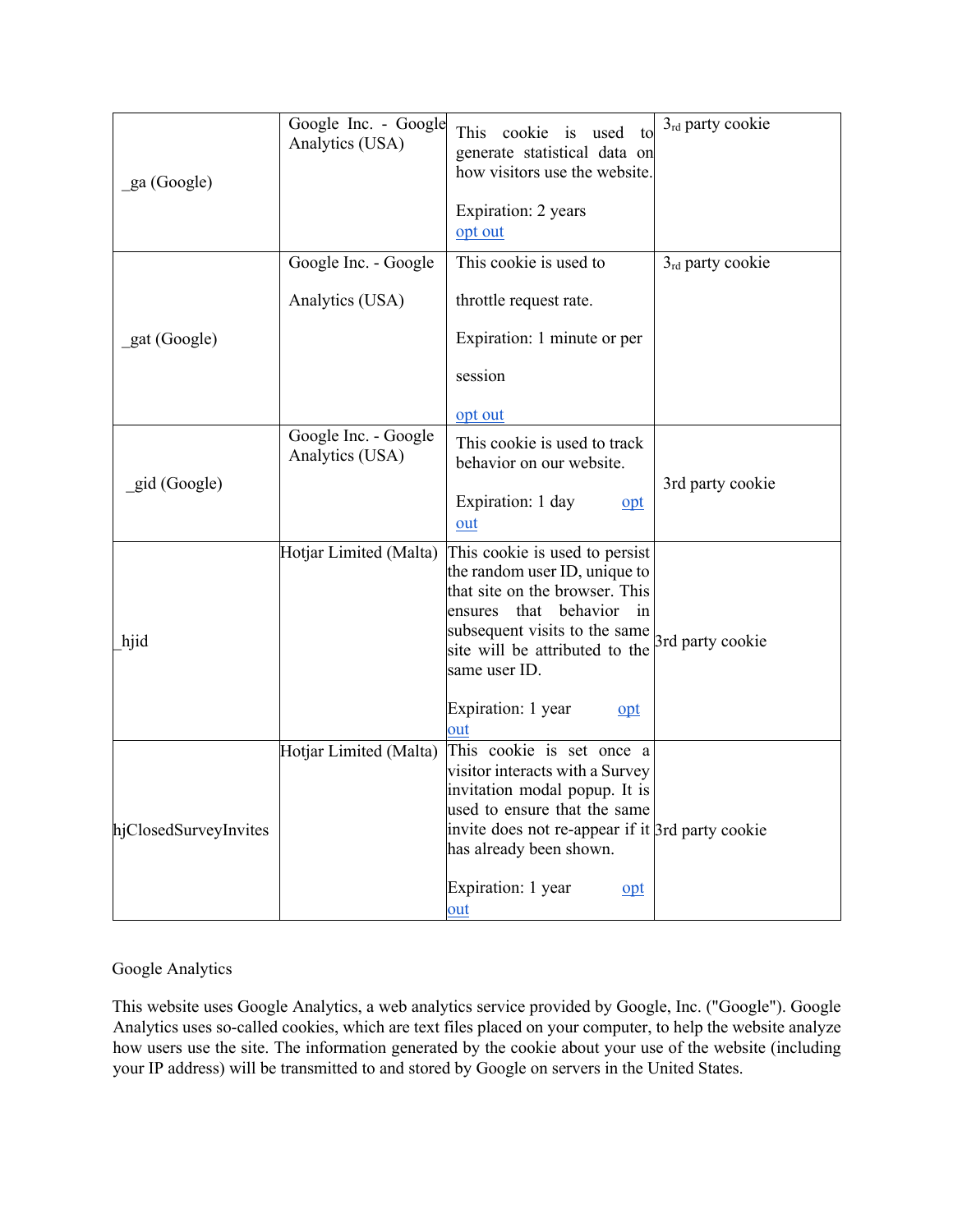| _ga (Google) | Google Inc. - Google Analytics (USA) | This cookie is used to generate statistical data on how visitors use the website.<br><br>Expiration: 2 years<br>opt out | 3rd party cookie |
|---|---|---|---|
| _gat (Google) | Google Inc. - Google Analytics (USA) | This cookie is used to throttle request rate.<br><br>Expiration: 1 minute or per session<br><br>opt out | 3rd party cookie |
| _gid (Google) | Google Inc. - Google Analytics (USA) | This cookie is used to track behavior on our website.<br><br>Expiration: 1 day opt out | 3rd party cookie |
| _hjid | Hotjar Limited (Malta) | This cookie is used to persist the random user ID, unique to that site on the browser. This ensures that behavior in subsequent visits to the same site will be attributed to the same user ID.<br><br>Expiration: 1 year opt out | 3rd party cookie |
| hjClosedSurveyInvites | Hotjar Limited (Malta) | This cookie is set once a visitor interacts with a Survey invitation modal popup. It is used to ensure that the same invite does not re-appear if it has already been shown.<br><br>Expiration: 1 year opt out | 3rd party cookie |

Google Analytics

This website uses Google Analytics, a web analytics service provided by Google, Inc. ("Google"). Google Analytics uses so-called cookies, which are text files placed on your computer, to help the website analyze how users use the site. The information generated by the cookie about your use of the website (including your IP address) will be transmitted to and stored by Google on servers in the United States.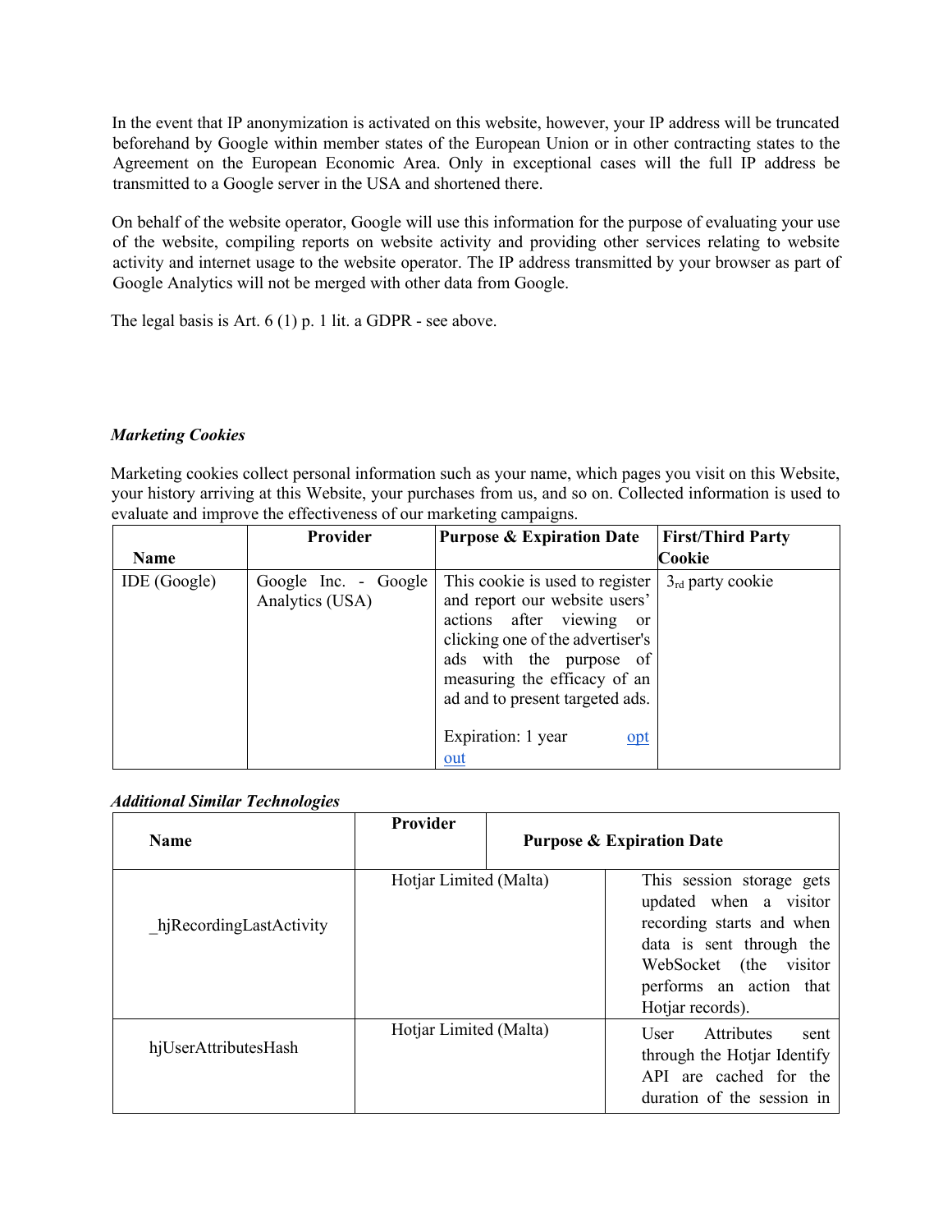In the event that IP anonymization is activated on this website, however, your IP address will be truncated beforehand by Google within member states of the European Union or in other contracting states to the Agreement on the European Economic Area. Only in exceptional cases will the full IP address be transmitted to a Google server in the USA and shortened there.

On behalf of the website operator, Google will use this information for the purpose of evaluating your use of the website, compiling reports on website activity and providing other services relating to website activity and internet usage to the website operator. The IP address transmitted by your browser as part of Google Analytics will not be merged with other data from Google.

The legal basis is Art. 6 (1) p. 1 lit. a GDPR - see above.

***Marketing Cookies***

Marketing cookies collect personal information such as your name, which pages you visit on this Website, your history arriving at this Website, your purchases from us, and so on. Collected information is used to evaluate and improve the effectiveness of our marketing campaigns.

| **Name** | **Provider** | **Purpose & Expiration Date** | **First/Third Party Cookie** |
|---|---|---|---|
| IDE (Google) | Google Inc. - Google Analytics (USA) | This cookie is used to register and report our website users' actions after viewing or clicking one of the advertiser's ads with the purpose of measuring the efficacy of an ad and to present targeted ads.<br><br>Expiration: 1 year opt out | 3rd party cookie |

***Additional Similar Technologies***

| **Name** | **Provider** | **Purpose & Expiration Date** |
|---|---|---|
| _hjRecordingLastActivity | Hotjar Limited (Malta) | This session storage gets updated when a visitor recording starts and when data is sent through the WebSocket (the visitor performs an action that Hotjar records). |
| hjUserAttributesHash | Hotjar Limited (Malta) | User Attributes sent through the Hotjar Identify API are cached for the duration of the session in |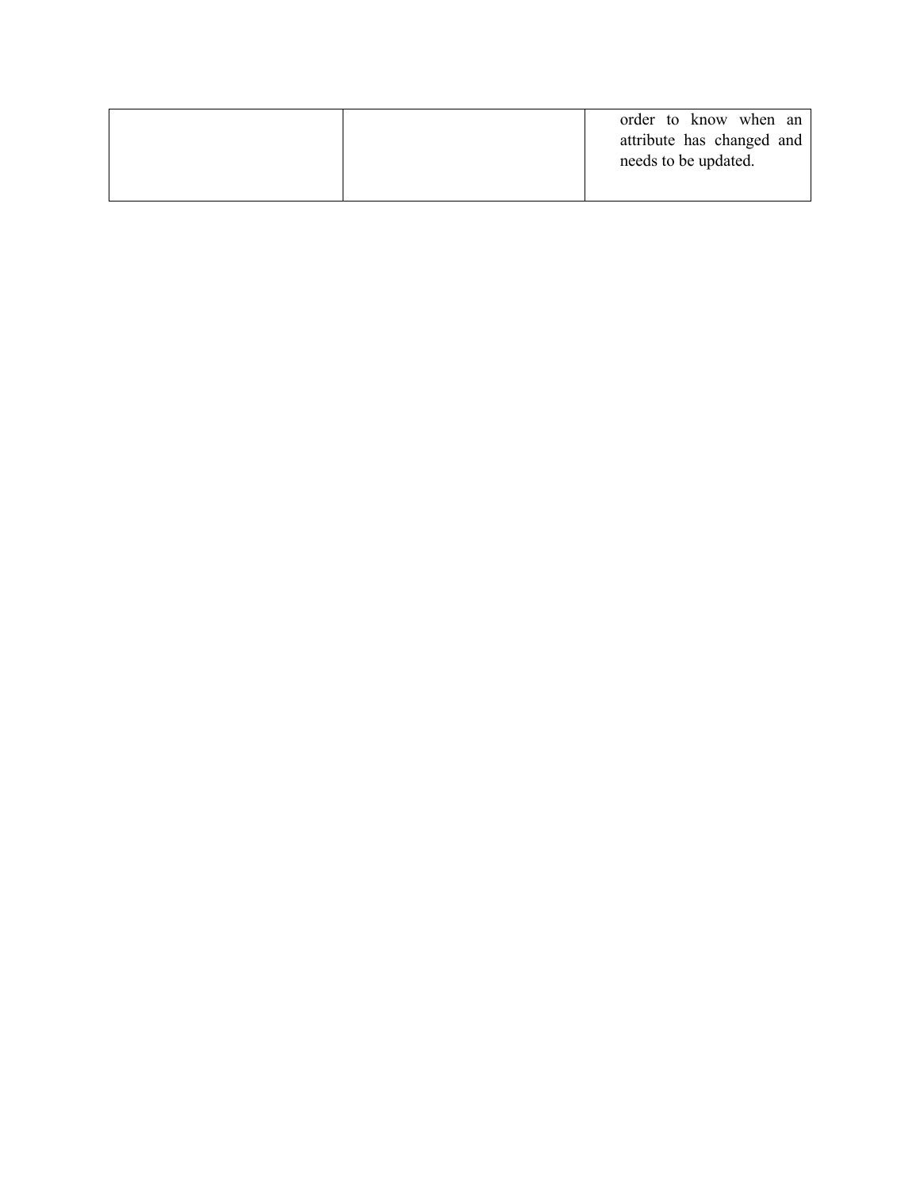| | | |
|---|---|---|
| | | order to know when an attribute has changed and needs to be updated. |